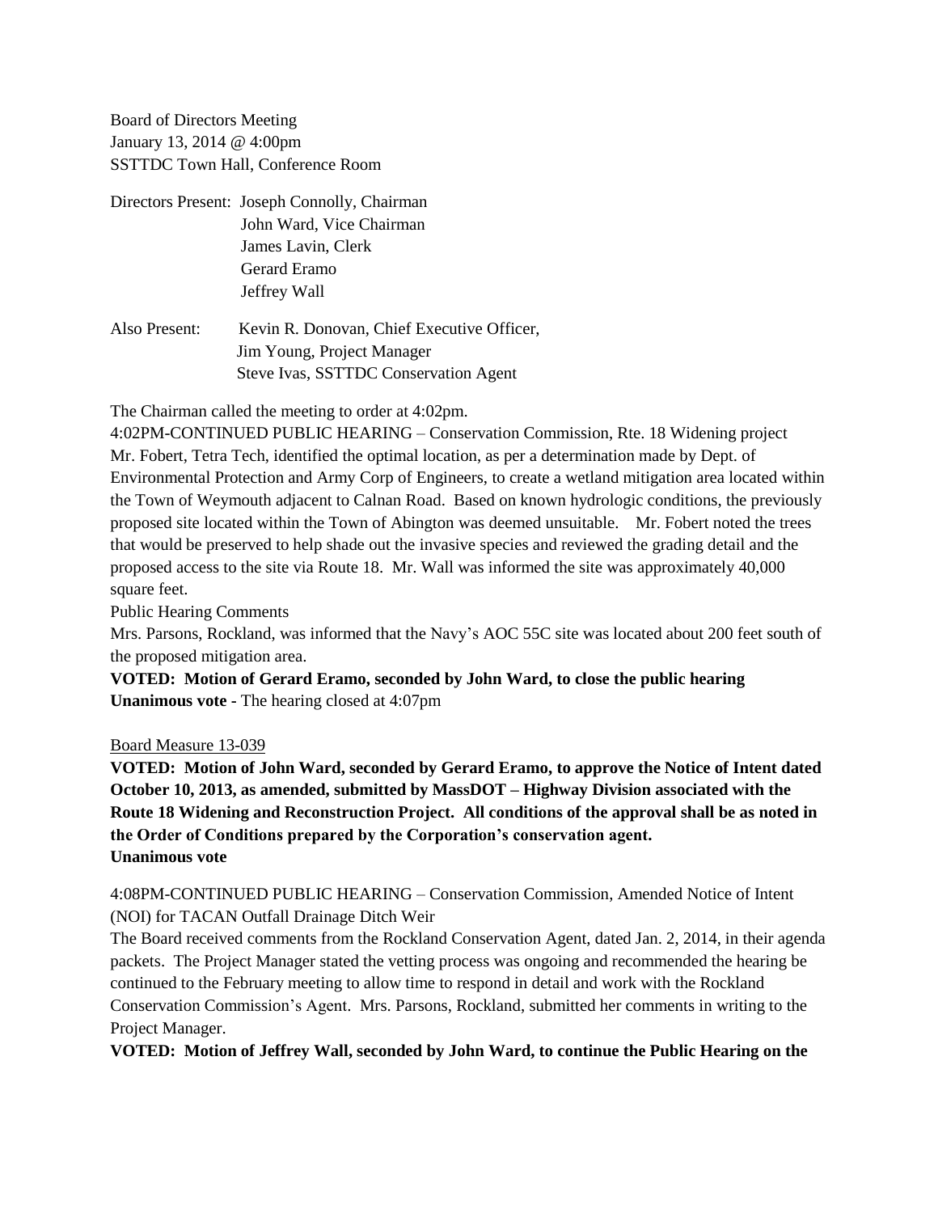Board of Directors Meeting
January 13, 2014 @ 4:00pm
SSTTDC Town Hall, Conference Room

Directors Present: Joseph Connolly, Chairman
John Ward, Vice Chairman
James Lavin, Clerk
Gerard Eramo
Jeffrey Wall

Also Present: Kevin R. Donovan, Chief Executive Officer,
Jim Young, Project Manager
Steve Ivas, SSTTDC Conservation Agent

The Chairman called the meeting to order at 4:02pm.

4:02PM-CONTINUED PUBLIC HEARING – Conservation Commission, Rte. 18 Widening project

Mr. Fobert, Tetra Tech, identified the optimal location, as per a determination made by Dept. of Environmental Protection and Army Corp of Engineers, to create a wetland mitigation area located within the Town of Weymouth adjacent to Calnan Road. Based on known hydrologic conditions, the previously proposed site located within the Town of Abington was deemed unsuitable. Mr. Fobert noted the trees that would be preserved to help shade out the invasive species and reviewed the grading detail and the proposed access to the site via Route 18. Mr. Wall was informed the site was approximately 40,000 square feet.

Public Hearing Comments

Mrs. Parsons, Rockland, was informed that the Navy's AOC 55C site was located about 200 feet south of the proposed mitigation area.

**VOTED: Motion of Gerard Eramo, seconded by John Ward, to close the public hearing**
**Unanimous vote -** The hearing closed at 4:07pm

Board Measure 13-039

**VOTED: Motion of John Ward, seconded by Gerard Eramo, to approve the Notice of Intent dated October 10, 2013, as amended, submitted by MassDOT – Highway Division associated with the Route 18 Widening and Reconstruction Project. All conditions of the approval shall be as noted in the Order of Conditions prepared by the Corporation's conservation agent.**
**Unanimous vote**

4:08PM-CONTINUED PUBLIC HEARING – Conservation Commission, Amended Notice of Intent (NOI) for TACAN Outfall Drainage Ditch Weir

The Board received comments from the Rockland Conservation Agent, dated Jan. 2, 2014, in their agenda packets. The Project Manager stated the vetting process was ongoing and recommended the hearing be continued to the February meeting to allow time to respond in detail and work with the Rockland Conservation Commission's Agent. Mrs. Parsons, Rockland, submitted her comments in writing to the Project Manager.

**VOTED: Motion of Jeffrey Wall, seconded by John Ward, to continue the Public Hearing on the**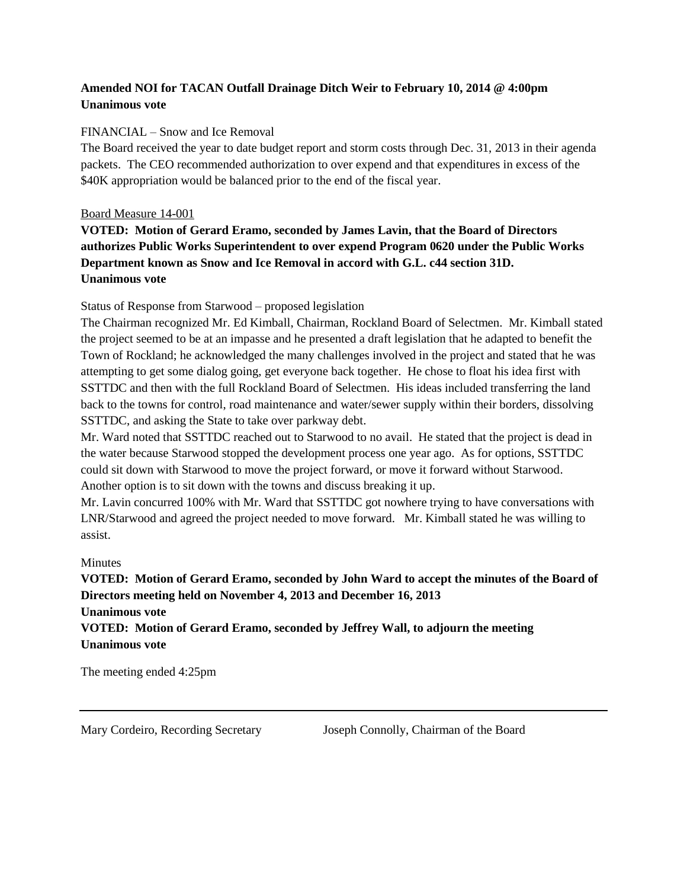**Amended NOI for TACAN Outfall Drainage Ditch Weir to February 10, 2014 @ 4:00pm**
**Unanimous vote**

FINANCIAL – Snow and Ice Removal

The Board received the year to date budget report and storm costs through Dec. 31, 2013 in their agenda packets. The CEO recommended authorization to over expend and that expenditures in excess of the $40K appropriation would be balanced prior to the end of the fiscal year.

Board Measure 14-001

**VOTED: Motion of Gerard Eramo, seconded by James Lavin, that the Board of Directors authorizes Public Works Superintendent to over expend Program 0620 under the Public Works Department known as Snow and Ice Removal in accord with G.L. c44 section 31D.**
**Unanimous vote**

Status of Response from Starwood – proposed legislation

The Chairman recognized Mr. Ed Kimball, Chairman, Rockland Board of Selectmen. Mr. Kimball stated the project seemed to be at an impasse and he presented a draft legislation that he adapted to benefit the Town of Rockland; he acknowledged the many challenges involved in the project and stated that he was attempting to get some dialog going, get everyone back together. He chose to float his idea first with SSTTDC and then with the full Rockland Board of Selectmen. His ideas included transferring the land back to the towns for control, road maintenance and water/sewer supply within their borders, dissolving SSTTDC, and asking the State to take over parkway debt.

Mr. Ward noted that SSTTDC reached out to Starwood to no avail. He stated that the project is dead in the water because Starwood stopped the development process one year ago. As for options, SSTTDC could sit down with Starwood to move the project forward, or move it forward without Starwood. Another option is to sit down with the towns and discuss breaking it up.

Mr. Lavin concurred 100% with Mr. Ward that SSTTDC got nowhere trying to have conversations with LNR/Starwood and agreed the project needed to move forward. Mr. Kimball stated he was willing to assist.

Minutes

**VOTED: Motion of Gerard Eramo, seconded by John Ward to accept the minutes of the Board of Directors meeting held on November 4, 2013 and December 16, 2013**
**Unanimous vote**
**VOTED: Motion of Gerard Eramo, seconded by Jeffrey Wall, to adjourn the meeting**
**Unanimous vote**

The meeting ended 4:25pm

---

Mary Cordeiro, Recording Secretary          Joseph Connolly, Chairman of the Board